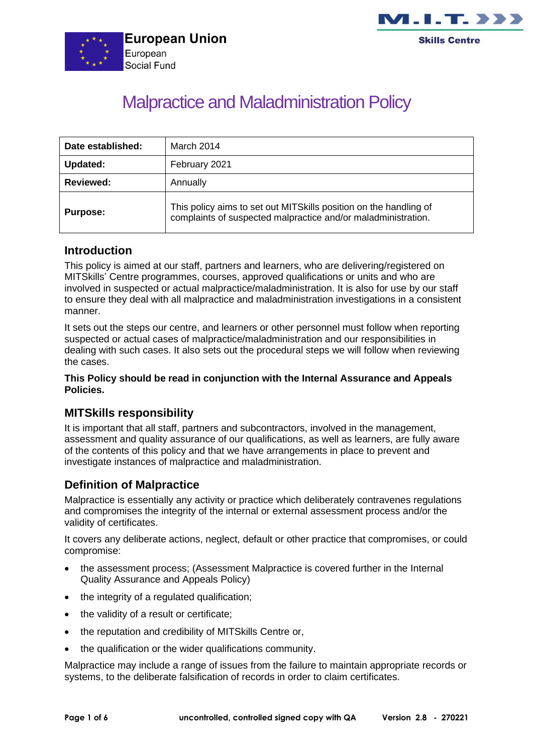European Union
European
Social Fund

M.I.T.
Skills Centre

# Malpractice and Maladministration Policy

| Date established: | March 2014 |
|---|---|
| Updated: | February 2021 |
| Reviewed: | Annually |
| Purpose: | This policy aims to set out MITSkills position on the handling of complaints of suspected malpractice and/or maladministration. |

## Introduction

This policy is aimed at our staff, partners and learners, who are delivering/registered on MITSkills' Centre programmes, courses, approved qualifications or units and who are involved in suspected or actual malpractice/maladministration. It is also for use by our staff to ensure they deal with all malpractice and maladministration investigations in a consistent manner.

It sets out the steps our centre, and learners or other personnel must follow when reporting suspected or actual cases of malpractice/maladministration and our responsibilities in dealing with such cases. It also sets out the procedural steps we will follow when reviewing the cases.

**This Policy should be read in conjunction with the Internal Assurance and Appeals Policies.**

## MITSkills responsibility

It is important that all staff, partners and subcontractors, involved in the management, assessment and quality assurance of our qualifications, as well as learners, are fully aware of the contents of this policy and that we have arrangements in place to prevent and investigate instances of malpractice and maladministration.

## Definition of Malpractice

Malpractice is essentially any activity or practice which deliberately contravenes regulations and compromises the integrity of the internal or external assessment process and/or the validity of certificates.

It covers any deliberate actions, neglect, default or other practice that compromises, or could compromise:

- the assessment process; (Assessment Malpractice is covered further in the Internal Quality Assurance and Appeals Policy)
- the integrity of a regulated qualification;
- the validity of a result or certificate;
- the reputation and credibility of MITSkills Centre or,
- the qualification or the wider qualifications community.

Malpractice may include a range of issues from the failure to maintain appropriate records or systems, to the deliberate falsification of records in order to claim certificates.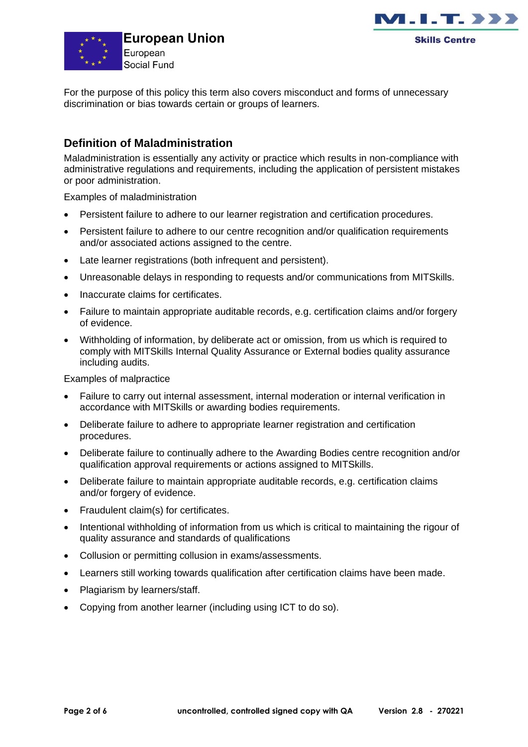For the purpose of this policy this term also covers misconduct and forms of unnecessary discrimination or bias towards certain or groups of learners.

## Definition of Maladministration

Maladministration is essentially any activity or practice which results in non-compliance with administrative regulations and requirements, including the application of persistent mistakes or poor administration.

Examples of maladministration

- Persistent failure to adhere to our learner registration and certification procedures.
- Persistent failure to adhere to our centre recognition and/or qualification requirements and/or associated actions assigned to the centre.
- Late learner registrations (both infrequent and persistent).
- Unreasonable delays in responding to requests and/or communications from MITSkills.
- Inaccurate claims for certificates.
- Failure to maintain appropriate auditable records, e.g. certification claims and/or forgery of evidence.
- Withholding of information, by deliberate act or omission, from us which is required to comply with MITSkills Internal Quality Assurance or External bodies quality assurance including audits.

Examples of malpractice

- Failure to carry out internal assessment, internal moderation or internal verification in accordance with MITSkills or awarding bodies requirements.
- Deliberate failure to adhere to appropriate learner registration and certification procedures.
- Deliberate failure to continually adhere to the Awarding Bodies centre recognition and/or qualification approval requirements or actions assigned to MITSkills.
- Deliberate failure to maintain appropriate auditable records, e.g. certification claims and/or forgery of evidence.
- Fraudulent claim(s) for certificates.
- Intentional withholding of information from us which is critical to maintaining the rigour of quality assurance and standards of qualifications
- Collusion or permitting collusion in exams/assessments.
- Learners still working towards qualification after certification claims have been made.
- Plagiarism by learners/staff.
- Copying from another learner (including using ICT to do so).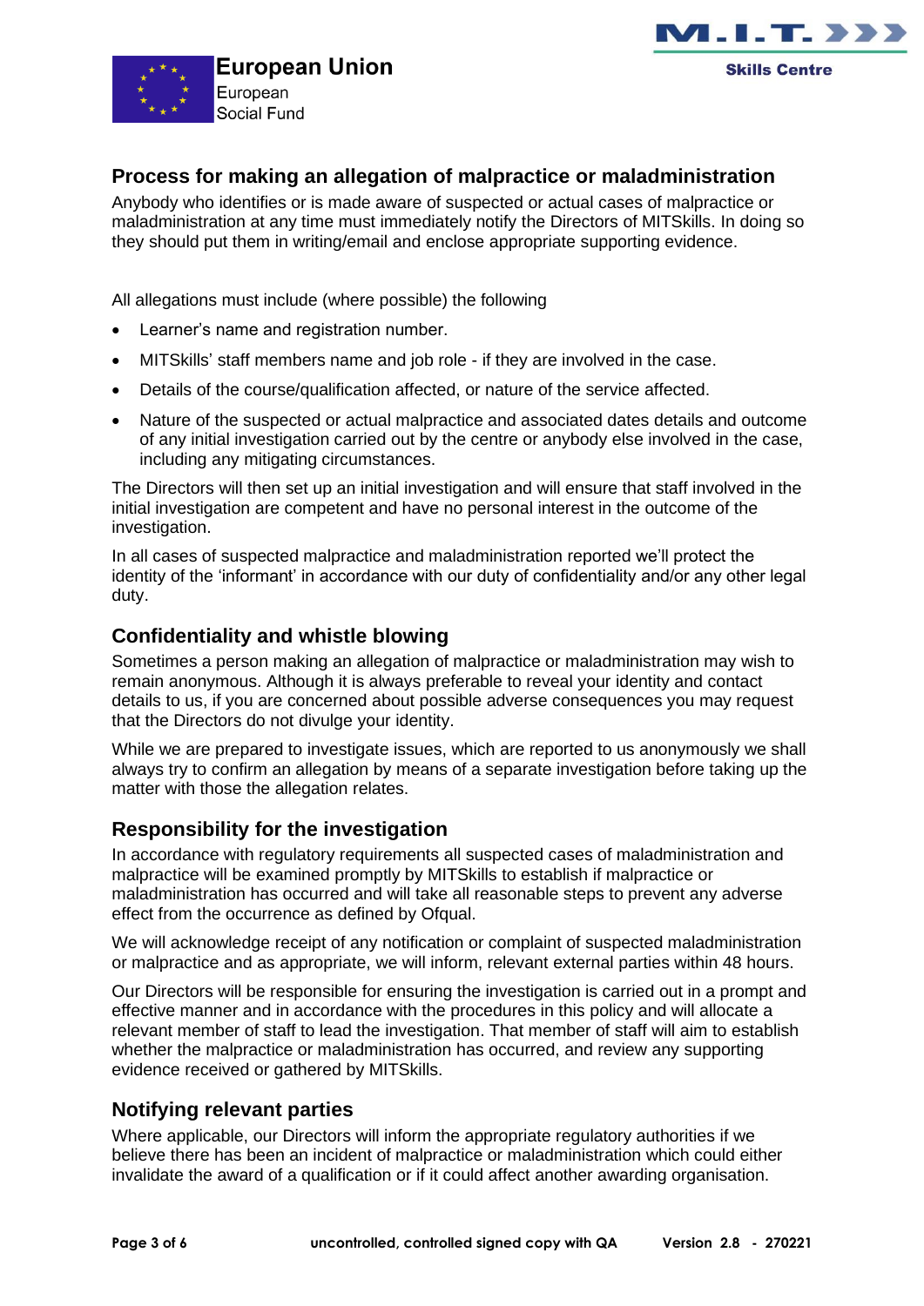## Process for making an allegation of malpractice or maladministration

Anybody who identifies or is made aware of suspected or actual cases of malpractice or maladministration at any time must immediately notify the Directors of MITSkills. In doing so they should put them in writing/email and enclose appropriate supporting evidence.

All allegations must include (where possible) the following

- Learner's name and registration number.
- MITSkills' staff members name and job role - if they are involved in the case.
- Details of the course/qualification affected, or nature of the service affected.
- Nature of the suspected or actual malpractice and associated dates details and outcome of any initial investigation carried out by the centre or anybody else involved in the case, including any mitigating circumstances.

The Directors will then set up an initial investigation and will ensure that staff involved in the initial investigation are competent and have no personal interest in the outcome of the investigation.

In all cases of suspected malpractice and maladministration reported we'll protect the identity of the 'informant' in accordance with our duty of confidentiality and/or any other legal duty.

## Confidentiality and whistle blowing

Sometimes a person making an allegation of malpractice or maladministration may wish to remain anonymous. Although it is always preferable to reveal your identity and contact details to us, if you are concerned about possible adverse consequences you may request that the Directors do not divulge your identity.

While we are prepared to investigate issues, which are reported to us anonymously we shall always try to confirm an allegation by means of a separate investigation before taking up the matter with those the allegation relates.

## Responsibility for the investigation

In accordance with regulatory requirements all suspected cases of maladministration and malpractice will be examined promptly by MITSkills to establish if malpractice or maladministration has occurred and will take all reasonable steps to prevent any adverse effect from the occurrence as defined by Ofqual.

We will acknowledge receipt of any notification or complaint of suspected maladministration or malpractice and as appropriate, we will inform, relevant external parties within 48 hours.

Our Directors will be responsible for ensuring the investigation is carried out in a prompt and effective manner and in accordance with the procedures in this policy and will allocate a relevant member of staff to lead the investigation. That member of staff will aim to establish whether the malpractice or maladministration has occurred, and review any supporting evidence received or gathered by MITSkills.

## Notifying relevant parties

Where applicable, our Directors will inform the appropriate regulatory authorities if we believe there has been an incident of malpractice or maladministration which could either invalidate the award of a qualification or if it could affect another awarding organisation.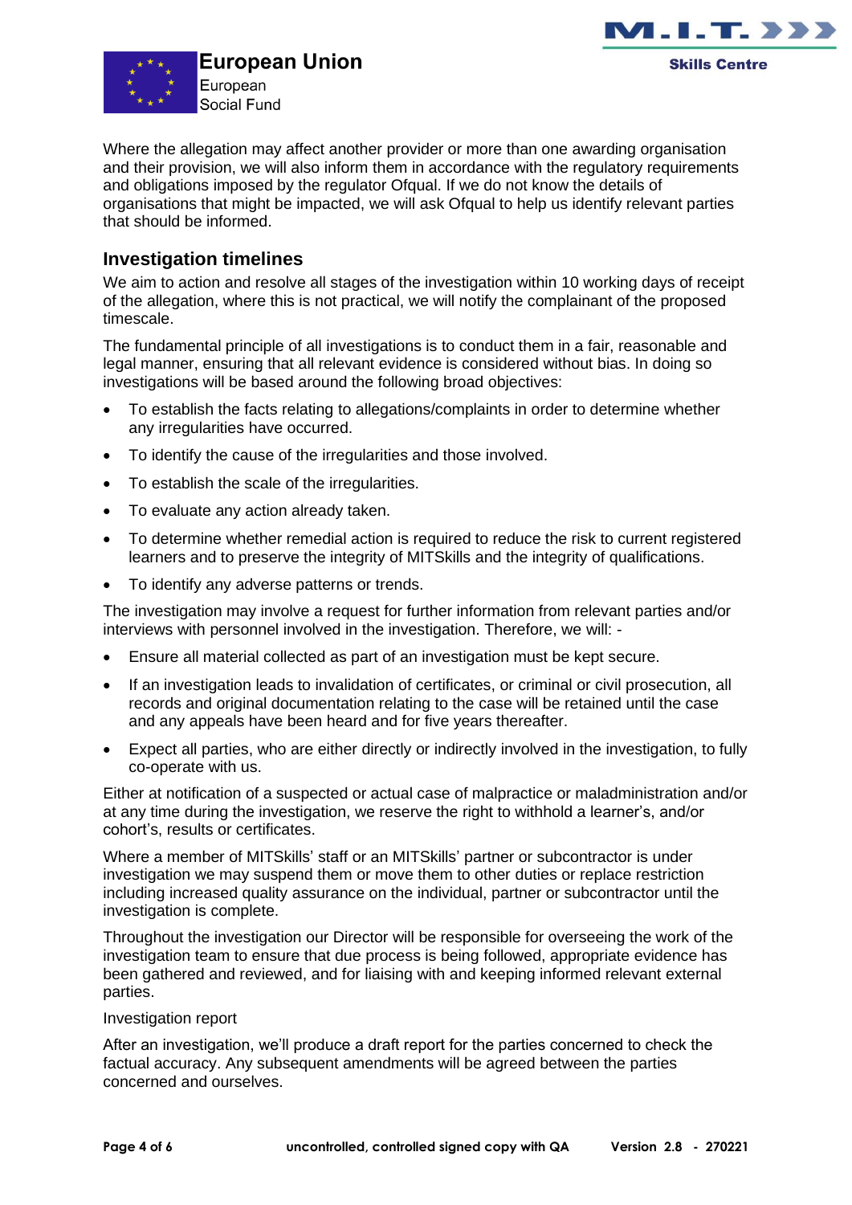Where the allegation may affect another provider or more than one awarding organisation and their provision, we will also inform them in accordance with the regulatory requirements and obligations imposed by the regulator Ofqual. If we do not know the details of organisations that might be impacted, we will ask Ofqual to help us identify relevant parties that should be informed.

## Investigation timelines

We aim to action and resolve all stages of the investigation within 10 working days of receipt of the allegation, where this is not practical, we will notify the complainant of the proposed timescale.

The fundamental principle of all investigations is to conduct them in a fair, reasonable and legal manner, ensuring that all relevant evidence is considered without bias. In doing so investigations will be based around the following broad objectives:

- To establish the facts relating to allegations/complaints in order to determine whether any irregularities have occurred.
- To identify the cause of the irregularities and those involved.
- To establish the scale of the irregularities.
- To evaluate any action already taken.
- To determine whether remedial action is required to reduce the risk to current registered learners and to preserve the integrity of MITSkills and the integrity of qualifications.
- To identify any adverse patterns or trends.

The investigation may involve a request for further information from relevant parties and/or interviews with personnel involved in the investigation. Therefore, we will: -

- Ensure all material collected as part of an investigation must be kept secure.
- If an investigation leads to invalidation of certificates, or criminal or civil prosecution, all records and original documentation relating to the case will be retained until the case and any appeals have been heard and for five years thereafter.
- Expect all parties, who are either directly or indirectly involved in the investigation, to fully co-operate with us.

Either at notification of a suspected or actual case of malpractice or maladministration and/or at any time during the investigation, we reserve the right to withhold a learner's, and/or cohort's, results or certificates.

Where a member of MITSkills' staff or an MITSkills' partner or subcontractor is under investigation we may suspend them or move them to other duties or replace restriction including increased quality assurance on the individual, partner or subcontractor until the investigation is complete.

Throughout the investigation our Director will be responsible for overseeing the work of the investigation team to ensure that due process is being followed, appropriate evidence has been gathered and reviewed, and for liaising with and keeping informed relevant external parties.

Investigation report

After an investigation, we'll produce a draft report for the parties concerned to check the factual accuracy. Any subsequent amendments will be agreed between the parties concerned and ourselves.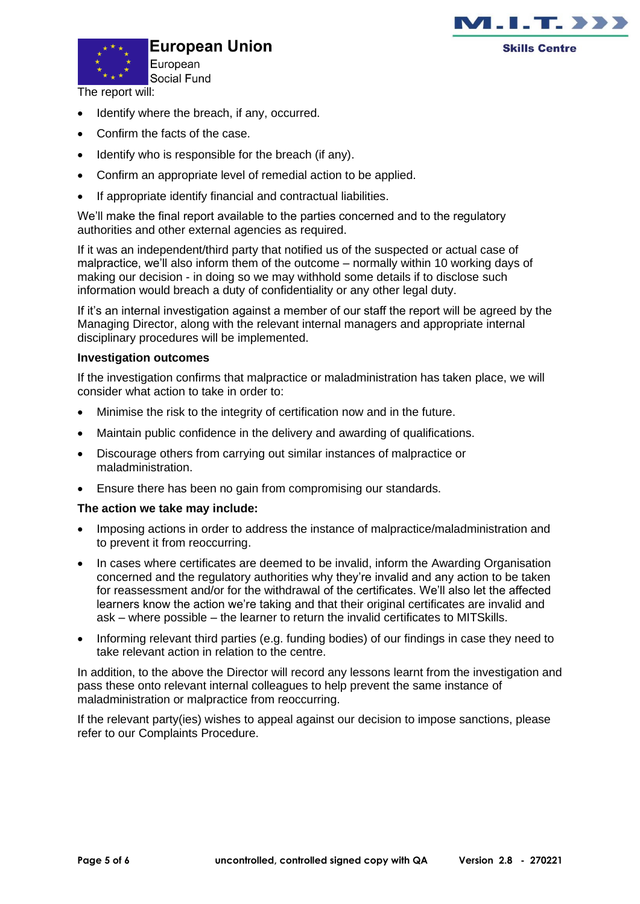The report will:

- Identify where the breach, if any, occurred.
- Confirm the facts of the case.
- Identify who is responsible for the breach (if any).
- Confirm an appropriate level of remedial action to be applied.
- If appropriate identify financial and contractual liabilities.

We'll make the final report available to the parties concerned and to the regulatory authorities and other external agencies as required.

If it was an independent/third party that notified us of the suspected or actual case of malpractice, we'll also inform them of the outcome – normally within 10 working days of making our decision - in doing so we may withhold some details if to disclose such information would breach a duty of confidentiality or any other legal duty.

If it's an internal investigation against a member of our staff the report will be agreed by the Managing Director, along with the relevant internal managers and appropriate internal disciplinary procedures will be implemented.

**Investigation outcomes**

If the investigation confirms that malpractice or maladministration has taken place, we will consider what action to take in order to:

- Minimise the risk to the integrity of certification now and in the future.
- Maintain public confidence in the delivery and awarding of qualifications.
- Discourage others from carrying out similar instances of malpractice or maladministration.
- Ensure there has been no gain from compromising our standards.

**The action we take may include:**

- Imposing actions in order to address the instance of malpractice/maladministration and to prevent it from reoccurring.
- In cases where certificates are deemed to be invalid, inform the Awarding Organisation concerned and the regulatory authorities why they're invalid and any action to be taken for reassessment and/or for the withdrawal of the certificates. We'll also let the affected learners know the action we're taking and that their original certificates are invalid and ask – where possible – the learner to return the invalid certificates to MITSkills.
- Informing relevant third parties (e.g. funding bodies) of our findings in case they need to take relevant action in relation to the centre.

In addition, to the above the Director will record any lessons learnt from the investigation and pass these onto relevant internal colleagues to help prevent the same instance of maladministration or malpractice from reoccurring.

If the relevant party(ies) wishes to appeal against our decision to impose sanctions, please refer to our Complaints Procedure.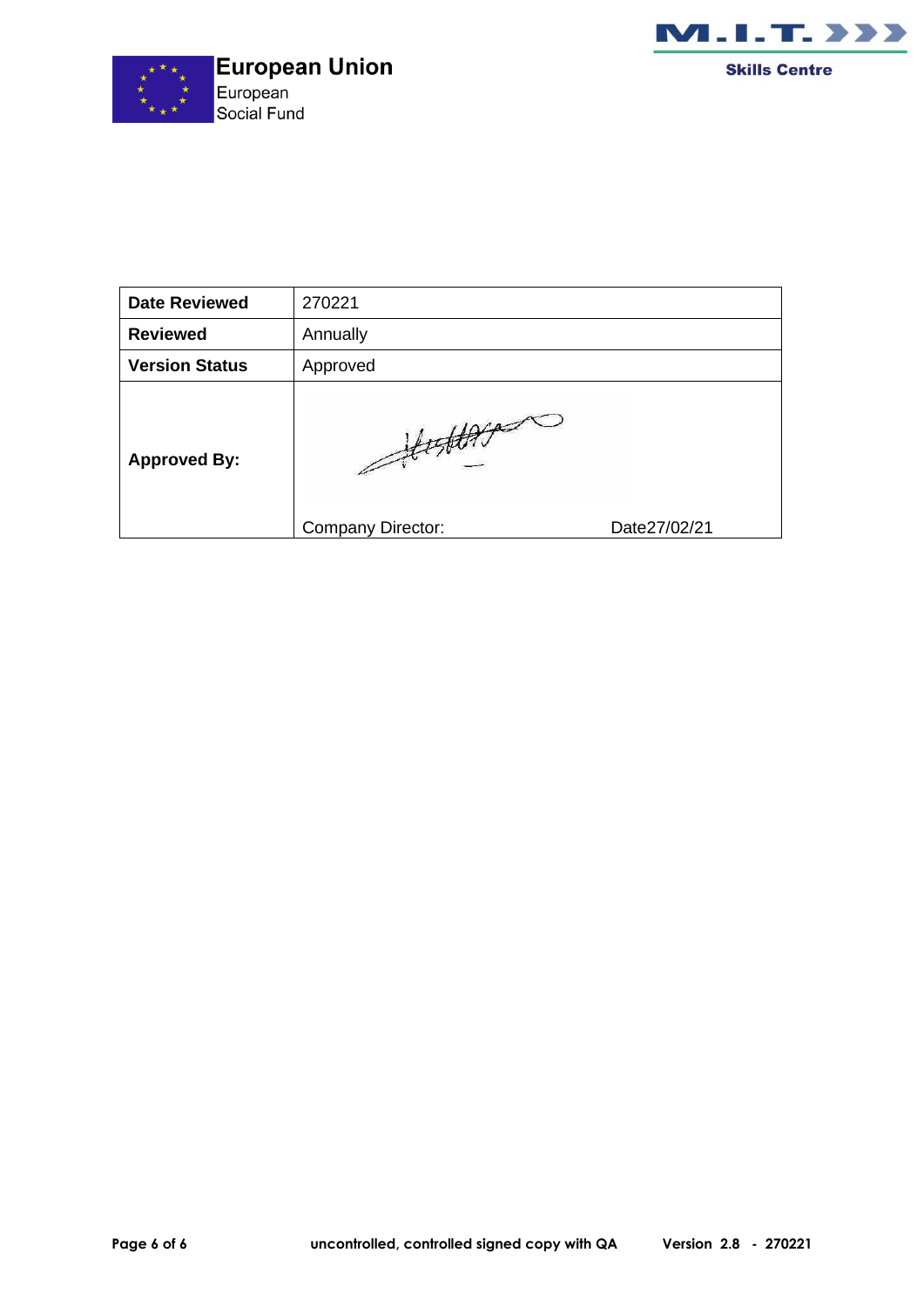| | |
|---|---|
| **Date Reviewed** | 270221 |
| **Reviewed** | Annually |
| **Version Status** | Approved |
| **Approved By:** | Company Director: Date27/02/21 |